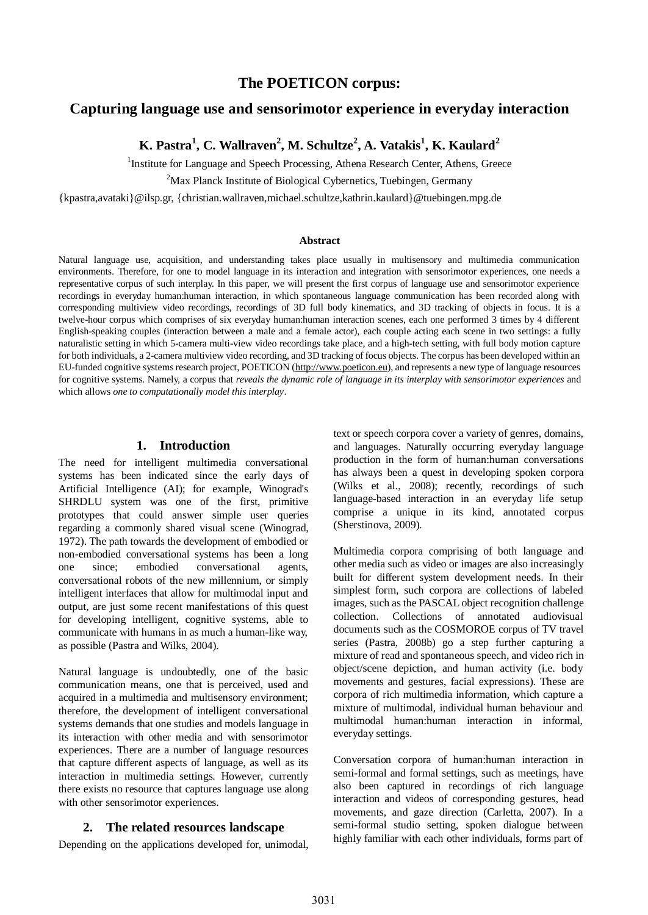# The POETICON corpus:

# Capturing language use and sensorimotor experience in everyday interaction

**K. Pastra[1], C. Wallraven[2], M. Schultze[2], A. Vatakis[1], K. Kaulard[2]**

[1]Institute for Language and Speech Processing, Athena Research Center, Athens, Greece

[2]Max Planck Institute of Biological Cybernetics, Tuebingen, Germany

{kpastra,avataki}@ilsp.gr, {christian.wallraven,michael.schultze,kathrin.kaulard}@tuebingen.mpg.de

### Abstract

Natural language use, acquisition, and understanding takes place usually in multisensory and multimedia communication environments. Therefore, for one to model language in its interaction and integration with sensorimotor experiences, one needs a representative corpus of such interplay. In this paper, we will present the first corpus of language use and sensorimotor experience recordings in everyday human:human interaction, in which spontaneous language communication has been recorded along with corresponding multiview video recordings, recordings of 3D full body kinematics, and 3D tracking of objects in focus. It is a twelve-hour corpus which comprises of six everyday human:human interaction scenes, each one performed 3 times by 4 different English-speaking couples (interaction between a male and a female actor), each couple acting each scene in two settings: a fully naturalistic setting in which 5-camera multi-view video recordings take place, and a high-tech setting, with full body motion capture for both individuals, a 2-camera multiview video recording, and 3D tracking of focus objects. The corpus has been developed within an EU-funded cognitive systems research project, POETICON (http://www.poeticon.eu), and represents a new type of language resources for cognitive systems. Namely, a corpus that *reveals the dynamic role of language in its interplay with sensorimotor experiences* and which allows *one to computationally model this interplay*.

## 1. Introduction

The need for intelligent multimedia conversational systems has been indicated since the early days of Artificial Intelligence (AI); for example, Winograd's SHRDLU system was one of the first, primitive prototypes that could answer simple user queries regarding a commonly shared visual scene (Winograd, 1972). The path towards the development of embodied or non-embodied conversational systems has been a long one since; embodied conversational agents, conversational robots of the new millennium, or simply intelligent interfaces that allow for multimodal input and output, are just some recent manifestations of this quest for developing intelligent, cognitive systems, able to communicate with humans in as much a human-like way, as possible (Pastra and Wilks, 2004).

Natural language is undoubtedly, one of the basic communication means, one that is perceived, used and acquired in a multimedia and multisensory environment; therefore, the development of intelligent conversational systems demands that one studies and models language in its interaction with other media and with sensorimotor experiences. There are a number of language resources that capture different aspects of language, as well as its interaction in multimedia settings. However, currently there exists no resource that captures language use along with other sensorimotor experiences.

## 2. The related resources landscape

Depending on the applications developed for, unimodal, text or speech corpora cover a variety of genres, domains, and languages. Naturally occurring everyday language production in the form of human:human conversations has always been a quest in developing spoken corpora (Wilks et al., 2008); recently, recordings of such language-based interaction in an everyday life setup comprise a unique in its kind, annotated corpus (Sherstinova, 2009).

Multimedia corpora comprising of both language and other media such as video or images are also increasingly built for different system development needs. In their simplest form, such corpora are collections of labeled images, such as the PASCAL object recognition challenge collection. Collections of annotated audiovisual documents such as the COSMOROE corpus of TV travel series (Pastra, 2008b) go a step further capturing a mixture of read and spontaneous speech, and video rich in object/scene depiction, and human activity (i.e. body movements and gestures, facial expressions). These are corpora of rich multimedia information, which capture a mixture of multimodal, individual human behaviour and multimodal human:human interaction in informal, everyday settings.

Conversation corpora of human:human interaction in semi-formal and formal settings, such as meetings, have also been captured in recordings of rich language interaction and videos of corresponding gestures, head movements, and gaze direction (Carletta, 2007). In a semi-formal studio setting, spoken dialogue between highly familiar with each other individuals, forms part of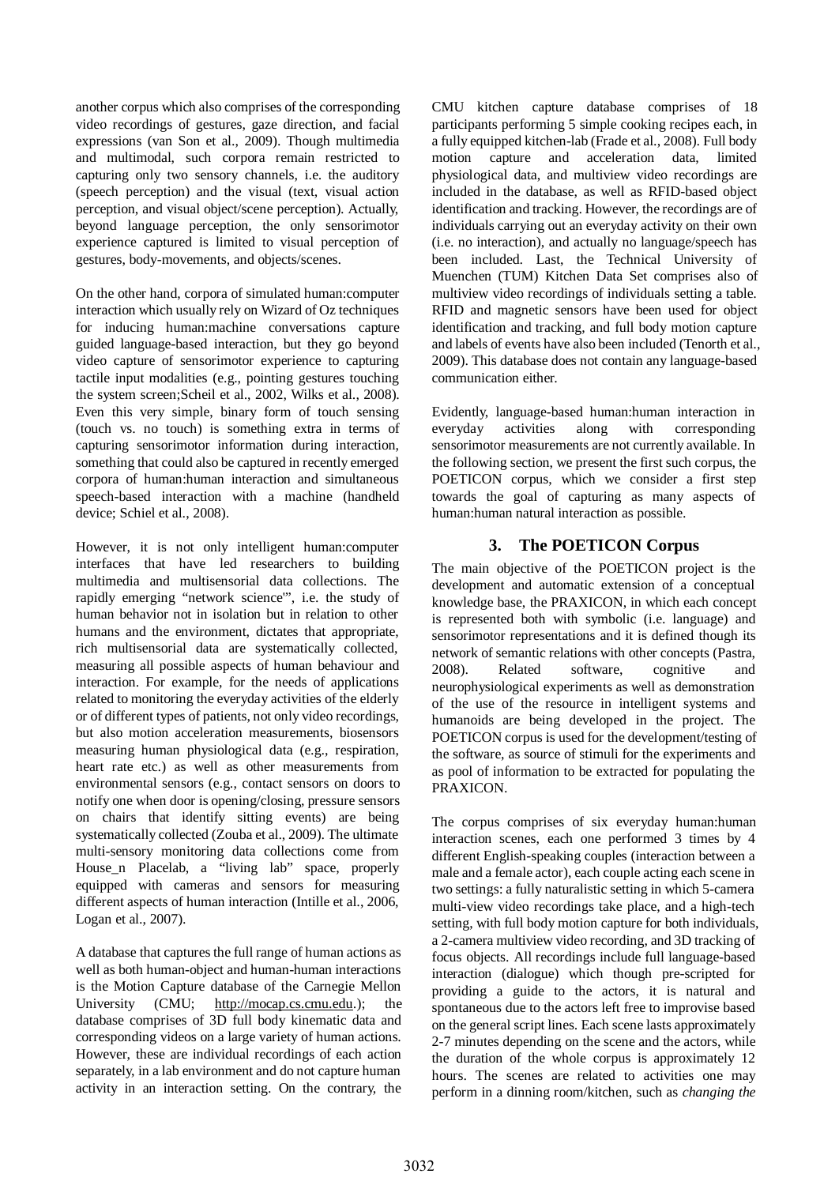another corpus which also comprises of the corresponding video recordings of gestures, gaze direction, and facial expressions (van Son et al., 2009). Though multimedia and multimodal, such corpora remain restricted to capturing only two sensory channels, i.e. the auditory (speech perception) and the visual (text, visual action perception, and visual object/scene perception). Actually, beyond language perception, the only sensorimotor experience captured is limited to visual perception of gestures, body-movements, and objects/scenes.

On the other hand, corpora of simulated human:computer interaction which usually rely on Wizard of Oz techniques for inducing human:machine conversations capture guided language-based interaction, but they go beyond video capture of sensorimotor experience to capturing tactile input modalities (e.g., pointing gestures touching the system screen;Scheil et al., 2002, Wilks et al., 2008). Even this very simple, binary form of touch sensing (touch vs. no touch) is something extra in terms of capturing sensorimotor information during interaction, something that could also be captured in recently emerged corpora of human:human interaction and simultaneous speech-based interaction with a machine (handheld device; Schiel et al., 2008).

However, it is not only intelligent human:computer interfaces that have led researchers to building multimedia and multisensorial data collections. The rapidly emerging "network science", i.e. the study of human behavior not in isolation but in relation to other humans and the environment, dictates that appropriate, rich multisensorial data are systematically collected, measuring all possible aspects of human behaviour and interaction. For example, for the needs of applications related to monitoring the everyday activities of the elderly or of different types of patients, not only video recordings, but also motion acceleration measurements, biosensors measuring human physiological data (e.g., respiration, heart rate etc.) as well as other measurements from environmental sensors (e.g., contact sensors on doors to notify one when door is opening/closing, pressure sensors on chairs that identify sitting events) are being systematically collected (Zouba et al., 2009). The ultimate multi-sensory monitoring data collections come from House_n Placelab, a "living lab" space, properly equipped with cameras and sensors for measuring different aspects of human interaction (Intille et al., 2006, Logan et al., 2007).

A database that captures the full range of human actions as well as both human-object and human-human interactions is the Motion Capture database of the Carnegie Mellon University (CMU; http://mocap.cs.cmu.edu.); the database comprises of 3D full body kinematic data and corresponding videos on a large variety of human actions. However, these are individual recordings of each action separately, in a lab environment and do not capture human activity in an interaction setting. On the contrary, the CMU kitchen capture database comprises of 18 participants performing 5 simple cooking recipes each, in a fully equipped kitchen-lab (Frade et al., 2008). Full body motion capture and acceleration data, limited physiological data, and multiview video recordings are included in the database, as well as RFID-based object identification and tracking. However, the recordings are of individuals carrying out an everyday activity on their own (i.e. no interaction), and actually no language/speech has been included. Last, the Technical University of Muenchen (TUM) Kitchen Data Set comprises also of multiview video recordings of individuals setting a table. RFID and magnetic sensors have been used for object identification and tracking, and full body motion capture and labels of events have also been included (Tenorth et al., 2009). This database does not contain any language-based communication either.

Evidently, language-based human:human interaction in everyday activities along with corresponding sensorimotor measurements are not currently available. In the following section, we present the first such corpus, the POETICON corpus, which we consider a first step towards the goal of capturing as many aspects of human:human natural interaction as possible.

## 3. The POETICON Corpus

The main objective of the POETICON project is the development and automatic extension of a conceptual knowledge base, the PRAXICON, in which each concept is represented both with symbolic (i.e. language) and sensorimotor representations and it is defined though its network of semantic relations with other concepts (Pastra, 2008). Related software, cognitive and neurophysiological experiments as well as demonstration of the use of the resource in intelligent systems and humanoids are being developed in the project. The POETICON corpus is used for the development/testing of the software, as source of stimuli for the experiments and as pool of information to be extracted for populating the PRAXICON.

The corpus comprises of six everyday human:human interaction scenes, each one performed 3 times by 4 different English-speaking couples (interaction between a male and a female actor), each couple acting each scene in two settings: a fully naturalistic setting in which 5-camera multi-view video recordings take place, and a high-tech setting, with full body motion capture for both individuals, a 2-camera multiview video recording, and 3D tracking of focus objects. All recordings include full language-based interaction (dialogue) which though pre-scripted for providing a guide to the actors, it is natural and spontaneous due to the actors left free to improvise based on the general script lines. Each scene lasts approximately 2-7 minutes depending on the scene and the actors, while the duration of the whole corpus is approximately 12 hours. The scenes are related to activities one may perform in a dinning room/kitchen, such as *changing the*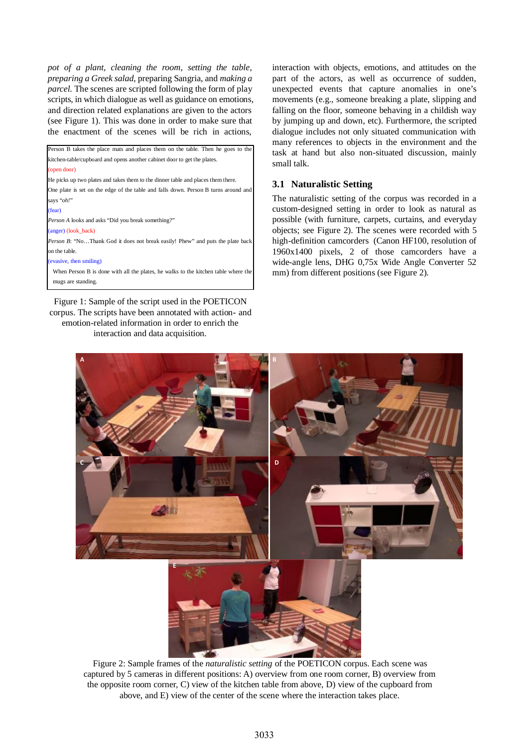*pot of a plant*, *cleaning the room*, *setting the table*, *preparing a Greek salad*, preparing Sangria, and *making a parcel*. The scenes are scripted following the form of play scripts, in which dialogue as well as guidance on emotions, and direction related explanations are given to the actors (see Figure 1). This was done in order to make sure that the enactment of the scenes will be rich in actions,

Person B takes the place mats and places them on the table. Then he goes to the kitchen-table/cupboard and opens another cabinet door to get the plates.
(open door)
He picks up two plates and takes them to the dinner table and places them there.
One plate is set on the edge of the table and falls down. Person B turns around and says *"oh!"*
(fear)
*Person A* looks and asks "Did you break something?"
(anger) (look_back)
*Person B*: "No…Thank God it does not break easily! Phew" and puts the plate back on the table.
(evasive, then smiling)
When Person B is done with all the plates, he walks to the kitchen table where the mugs are standing.

Figure 1: Sample of the script used in the POETICON corpus. The scripts have been annotated with action- and emotion-related information in order to enrich the interaction and data acquisition.

interaction with objects, emotions, and attitudes on the part of the actors, as well as occurrence of sudden, unexpected events that capture anomalies in one's movements (e.g., someone breaking a plate, slipping and falling on the floor, someone behaving in a childish way by jumping up and down, etc). Furthermore, the scripted dialogue includes not only situated communication with many references to objects in the environment and the task at hand but also non-situated discussion, mainly small talk.

### 3.1 Naturalistic Setting

The naturalistic setting of the corpus was recorded in a custom-designed setting in order to look as natural as possible (with furniture, carpets, curtains, and everyday objects; see Figure 2). The scenes were recorded with 5 high-definition camcorders (Canon HF100, resolution of 1960x1400 pixels, 2 of those camcorders have a wide-angle lens, DHG 0,75x Wide Angle Converter 52 mm) from different positions (see Figure 2).

Figure 2: Sample frames of the *naturalistic setting* of the POETICON corpus. Each scene was captured by 5 cameras in different positions: A) overview from one room corner, B) overview from the opposite room corner, C) view of the kitchen table from above, D) view of the cupboard from above, and E) view of the center of the scene where the interaction takes place.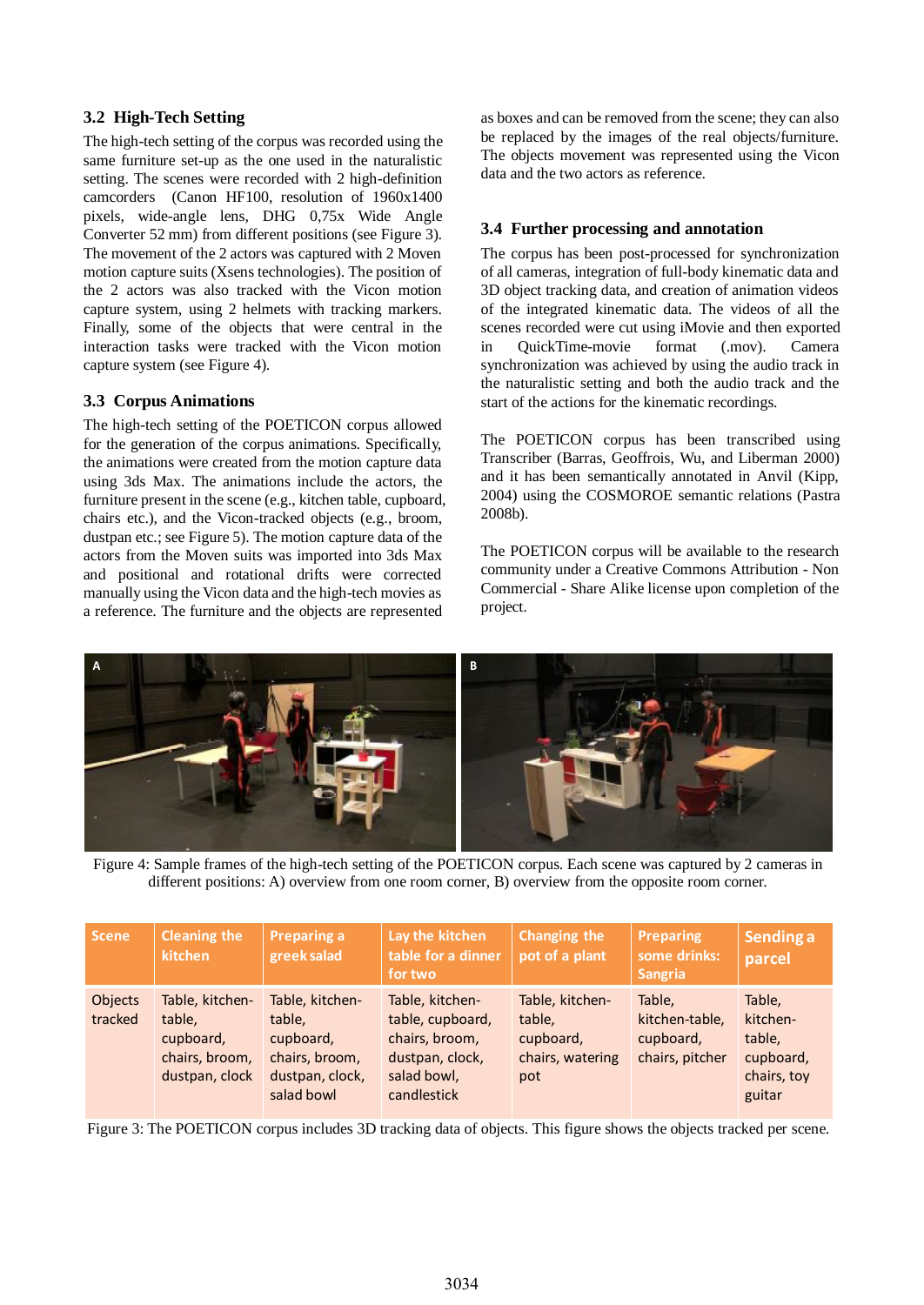### 3.2 High-Tech Setting

The high-tech setting of the corpus was recorded using the same furniture set-up as the one used in the naturalistic setting. The scenes were recorded with 2 high-definition camcorders (Canon HF100, resolution of 1960x1400 pixels, wide-angle lens, DHG 0,75x Wide Angle Converter 52 mm) from different positions (see Figure 3). The movement of the 2 actors was captured with 2 Moven motion capture suits (Xsens technologies). The position of the 2 actors was also tracked with the Vicon motion capture system, using 2 helmets with tracking markers. Finally, some of the objects that were central in the interaction tasks were tracked with the Vicon motion capture system (see Figure 4).

### 3.3 Corpus Animations

The high-tech setting of the POETICON corpus allowed for the generation of the corpus animations. Specifically, the animations were created from the motion capture data using 3ds Max. The animations include the actors, the furniture present in the scene (e.g., kitchen table, cupboard, chairs etc.), and the Vicon-tracked objects (e.g., broom, dustpan etc.; see Figure 5). The motion capture data of the actors from the Moven suits was imported into 3ds Max and positional and rotational drifts were corrected manually using the Vicon data and the high-tech movies as a reference. The furniture and the objects are represented as boxes and can be removed from the scene; they can also be replaced by the images of the real objects/furniture. The objects movement was represented using the Vicon data and the two actors as reference.

### 3.4 Further processing and annotation

The corpus has been post-processed for synchronization of all cameras, integration of full-body kinematic data and 3D object tracking data, and creation of animation videos of the integrated kinematic data. The videos of all the scenes recorded were cut using iMovie and then exported in QuickTime-movie format (.mov). Camera synchronization was achieved by using the audio track in the naturalistic setting and both the audio track and the start of the actions for the kinematic recordings.

The POETICON corpus has been transcribed using Transcriber (Barras, Geoffrois, Wu, and Liberman 2000) and it has been semantically annotated in Anvil (Kipp, 2004) using the COSMOROE semantic relations (Pastra 2008b).

The POETICON corpus will be available to the research community under a Creative Commons Attribution - Non Commercial - Share Alike license upon completion of the project.

Figure 4: Sample frames of the high-tech setting of the POETICON corpus. Each scene was captured by 2 cameras in different positions: A) overview from one room corner, B) overview from the opposite room corner.

| Scene | Cleaning the kitchen | Preparing a greek salad | Lay the kitchen table for a dinner for two | Changing the pot of a plant | Preparing some drinks: Sangria | Sending a parcel |
|---|---|---|---|---|---|---|
| Objects tracked | Table, kitchen-table, cupboard, chairs, broom, dustpan, clock | Table, kitchen-table, cupboard, chairs, broom, dustpan, clock, salad bowl | Table, kitchen-table, cupboard, chairs, broom, dustpan, clock, salad bowl, candlestick | Table, kitchen-table, cupboard, chairs, watering pot | Table, kitchen-table, cupboard, chairs, pitcher | Table, kitchen-table, cupboard, chairs, toy guitar |

Figure 3: The POETICON corpus includes 3D tracking data of objects. This figure shows the objects tracked per scene.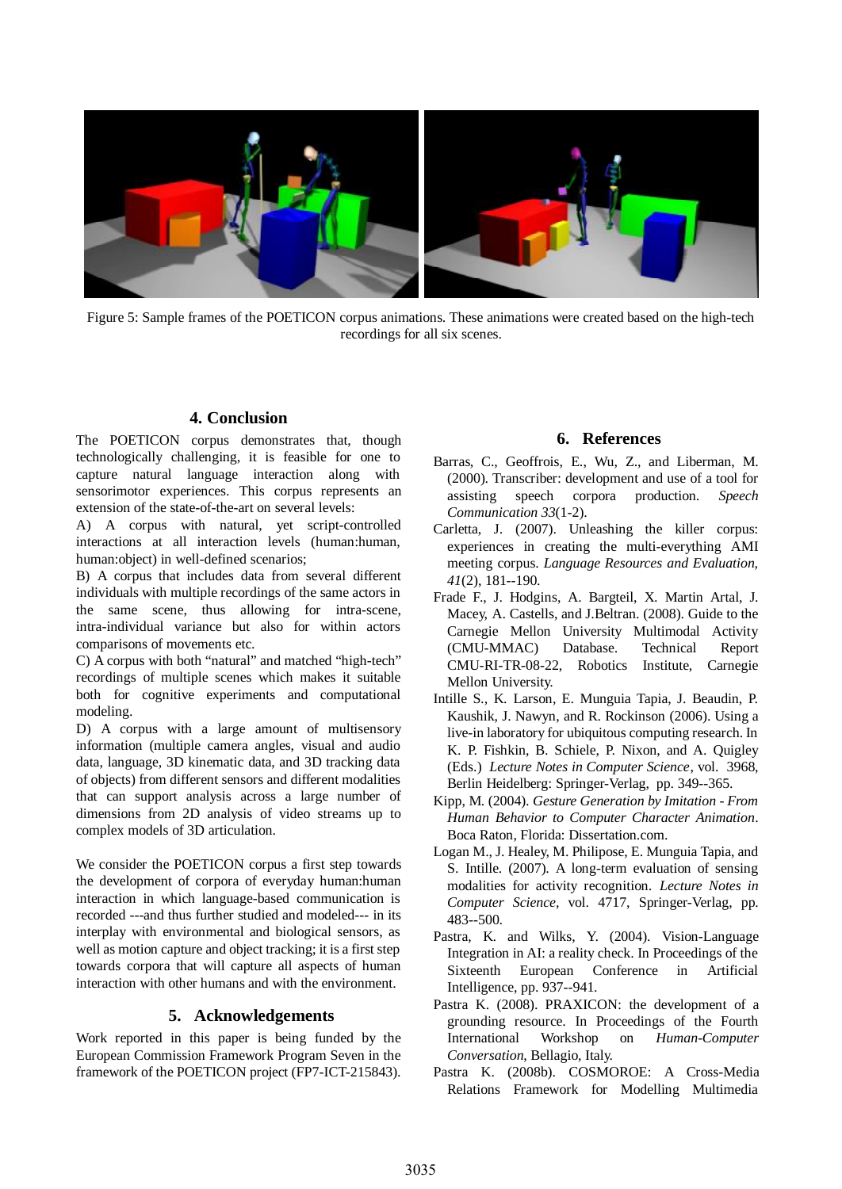Figure 5: Sample frames of the POETICON corpus animations. These animations were created based on the high-tech recordings for all six scenes.

## 4. Conclusion

The POETICON corpus demonstrates that, though technologically challenging, it is feasible for one to capture natural language interaction along with sensorimotor experiences. This corpus represents an extension of the state-of-the-art on several levels:

A) A corpus with natural, yet script-controlled interactions at all interaction levels (human:human, human:object) in well-defined scenarios;

B) A corpus that includes data from several different individuals with multiple recordings of the same actors in the same scene, thus allowing for intra-scene, intra-individual variance but also for within actors comparisons of movements etc.

C) A corpus with both "natural" and matched "high-tech" recordings of multiple scenes which makes it suitable both for cognitive experiments and computational modeling.

D) A corpus with a large amount of multisensory information (multiple camera angles, visual and audio data, language, 3D kinematic data, and 3D tracking data of objects) from different sensors and different modalities that can support analysis across a large number of dimensions from 2D analysis of video streams up to complex models of 3D articulation.

We consider the POETICON corpus a first step towards the development of corpora of everyday human:human interaction in which language-based communication is recorded ---and thus further studied and modeled--- in its interplay with environmental and biological sensors, as well as motion capture and object tracking; it is a first step towards corpora that will capture all aspects of human interaction with other humans and with the environment.

## 5. Acknowledgements

Work reported in this paper is being funded by the European Commission Framework Program Seven in the framework of the POETICON project (FP7-ICT-215843).

## 6. References

Barras, C., Geoffrois, E., Wu, Z., and Liberman, M. (2000). Transcriber: development and use of a tool for assisting speech corpora production. *Speech Communication 33*(1-2).

Carletta, J. (2007). Unleashing the killer corpus: experiences in creating the multi-everything AMI meeting corpus. *Language Resources and Evaluation, 41*(2), 181--190.

Frade F., J. Hodgins, A. Bargteil, X. Martin Artal, J. Macey, A. Castells, and J.Beltran. (2008). Guide to the Carnegie Mellon University Multimodal Activity (CMU-MMAC) Database. Technical Report CMU-RI-TR-08-22, Robotics Institute, Carnegie Mellon University.

Intille S., K. Larson, E. Munguia Tapia, J. Beaudin, P. Kaushik, J. Nawyn, and R. Rockinson (2006). Using a live-in laboratory for ubiquitous computing research. In K. P. Fishkin, B. Schiele, P. Nixon, and A. Quigley (Eds.) *Lecture Notes in Computer Science*, vol. 3968, Berlin Heidelberg: Springer-Verlag, pp. 349--365.

Kipp, M. (2004). *Gesture Generation by Imitation - From Human Behavior to Computer Character Animation*. Boca Raton, Florida: Dissertation.com.

Logan M., J. Healey, M. Philipose, E. Munguia Tapia, and S. Intille. (2007). A long-term evaluation of sensing modalities for activity recognition. *Lecture Notes in Computer Science*, vol. 4717, Springer-Verlag, pp. 483--500.

Pastra, K. and Wilks, Y. (2004). Vision-Language Integration in AI: a reality check. In Proceedings of the Sixteenth European Conference in Artificial Intelligence, pp. 937--941.

Pastra K. (2008). PRAXICON: the development of a grounding resource. In Proceedings of the Fourth International Workshop on *Human-Computer Conversation*, Bellagio, Italy.

Pastra K. (2008b). COSMOROE: A Cross-Media Relations Framework for Modelling Multimedia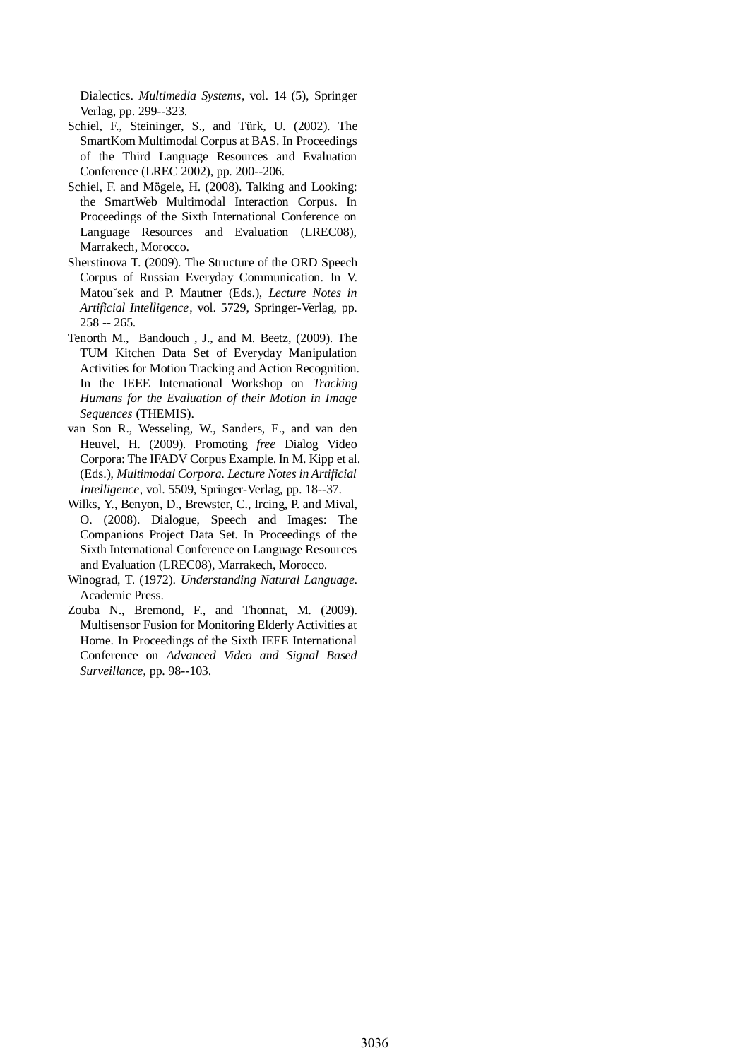Dialectics. *Multimedia Systems*, vol. 14 (5), Springer Verlag, pp. 299--323.

Schiel, F., Steininger, S., and Türk, U. (2002). The SmartKom Multimodal Corpus at BAS. In Proceedings of the Third Language Resources and Evaluation Conference (LREC 2002), pp. 200--206.

Schiel, F. and Mögele, H. (2008). Talking and Looking: the SmartWeb Multimodal Interaction Corpus. In Proceedings of the Sixth International Conference on Language Resources and Evaluation (LREC08), Marrakech, Morocco.

Sherstinova T. (2009). The Structure of the ORD Speech Corpus of Russian Everyday Communication. In V. Matouˇsek and P. Mautner (Eds.), *Lecture Notes in Artificial Intelligence*, vol. 5729, Springer-Verlag, pp. 258 -- 265.

Tenorth M., Bandouch , J., and M. Beetz, (2009). The TUM Kitchen Data Set of Everyday Manipulation Activities for Motion Tracking and Action Recognition. In the IEEE International Workshop on *Tracking Humans for the Evaluation of their Motion in Image Sequences* (THEMIS).

van Son R., Wesseling, W., Sanders, E., and van den Heuvel, H. (2009). Promoting *free* Dialog Video Corpora: The IFADV Corpus Example. In M. Kipp et al. (Eds.), *Multimodal Corpora. Lecture Notes in Artificial Intelligence*, vol. 5509, Springer-Verlag, pp. 18--37.

Wilks, Y., Benyon, D., Brewster, C., Ircing, P. and Mival, O. (2008). Dialogue, Speech and Images: The Companions Project Data Set. In Proceedings of the Sixth International Conference on Language Resources and Evaluation (LREC08), Marrakech, Morocco.

Winograd, T. (1972). *Understanding Natural Language.* Academic Press.

Zouba N., Bremond, F., and Thonnat, M. (2009). Multisensor Fusion for Monitoring Elderly Activities at Home. In Proceedings of the Sixth IEEE International Conference on *Advanced Video and Signal Based Surveillance*, pp. 98--103.